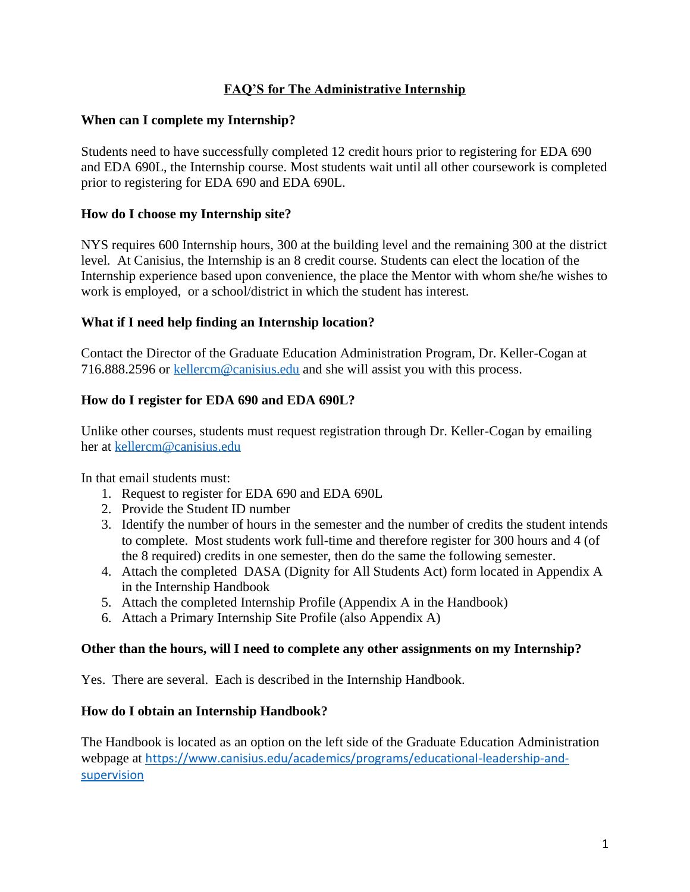# FAQ'S for The Administrative Internship

**When can I complete my Internship?**

Students need to have successfully completed 12 credit hours prior to registering for EDA 690 and EDA 690L, the Internship course. Most students wait until all other coursework is completed prior to registering for EDA 690 and EDA 690L.

**How do I choose my Internship site?**

NYS requires 600 Internship hours, 300 at the building level and the remaining 300 at the district level. At Canisius, the Internship is an 8 credit course. Students can elect the location of the Internship experience based upon convenience, the place the Mentor with whom she/he wishes to work is employed, or a school/district in which the student has interest.

**What if I need help finding an Internship location?**

Contact the Director of the Graduate Education Administration Program, Dr. Keller-Cogan at 716.888.2596 or kellercm@canisius.edu and she will assist you with this process.

**How do I register for EDA 690 and EDA 690L?**

Unlike other courses, students must request registration through Dr. Keller-Cogan by emailing her at kellercm@canisius.edu

In that email students must:

1. Request to register for EDA 690 and EDA 690L
2. Provide the Student ID number
3. Identify the number of hours in the semester and the number of credits the student intends to complete. Most students work full-time and therefore register for 300 hours and 4 (of the 8 required) credits in one semester, then do the same the following semester.
4. Attach the completed DASA (Dignity for All Students Act) form located in Appendix A in the Internship Handbook
5. Attach the completed Internship Profile (Appendix A in the Handbook)
6. Attach a Primary Internship Site Profile (also Appendix A)

**Other than the hours, will I need to complete any other assignments on my Internship?**

Yes. There are several. Each is described in the Internship Handbook.

**How do I obtain an Internship Handbook?**

The Handbook is located as an option on the left side of the Graduate Education Administration webpage at https://www.canisius.edu/academics/programs/educational-leadership-and-supervision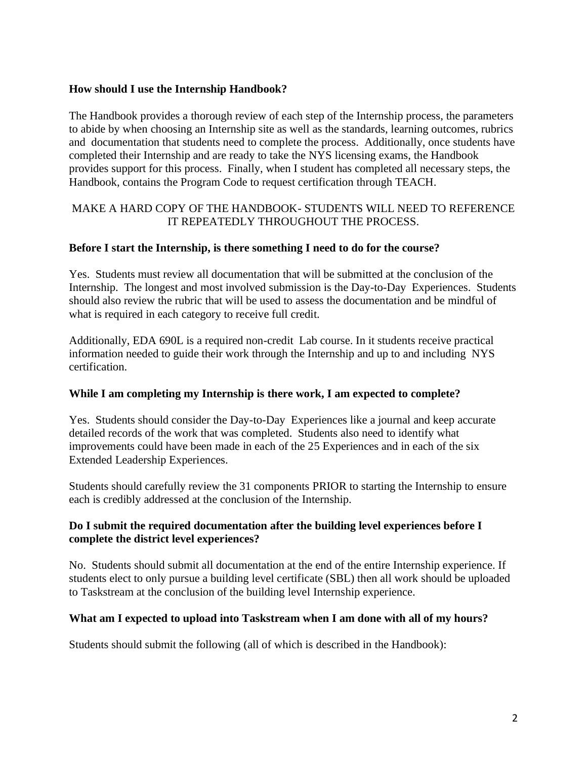**How should I use the Internship Handbook?**

The Handbook provides a thorough review of each step of the Internship process, the parameters to abide by when choosing an Internship site as well as the standards, learning outcomes, rubrics and documentation that students need to complete the process. Additionally, once students have completed their Internship and are ready to take the NYS licensing exams, the Handbook provides support for this process. Finally, when I student has completed all necessary steps, the Handbook, contains the Program Code to request certification through TEACH.

MAKE A HARD COPY OF THE HANDBOOK- STUDENTS WILL NEED TO REFERENCE IT REPEATEDLY THROUGHOUT THE PROCESS.

**Before I start the Internship, is there something I need to do for the course?**

Yes. Students must review all documentation that will be submitted at the conclusion of the Internship. The longest and most involved submission is the Day-to-Day Experiences. Students should also review the rubric that will be used to assess the documentation and be mindful of what is required in each category to receive full credit.

Additionally, EDA 690L is a required non-credit Lab course. In it students receive practical information needed to guide their work through the Internship and up to and including NYS certification.

**While I am completing my Internship is there work, I am expected to complete?**

Yes. Students should consider the Day-to-Day Experiences like a journal and keep accurate detailed records of the work that was completed. Students also need to identify what improvements could have been made in each of the 25 Experiences and in each of the six Extended Leadership Experiences.

Students should carefully review the 31 components PRIOR to starting the Internship to ensure each is credibly addressed at the conclusion of the Internship.

**Do I submit the required documentation after the building level experiences before I complete the district level experiences?**

No. Students should submit all documentation at the end of the entire Internship experience. If students elect to only pursue a building level certificate (SBL) then all work should be uploaded to Taskstream at the conclusion of the building level Internship experience.

**What am I expected to upload into Taskstream when I am done with all of my hours?**

Students should submit the following (all of which is described in the Handbook):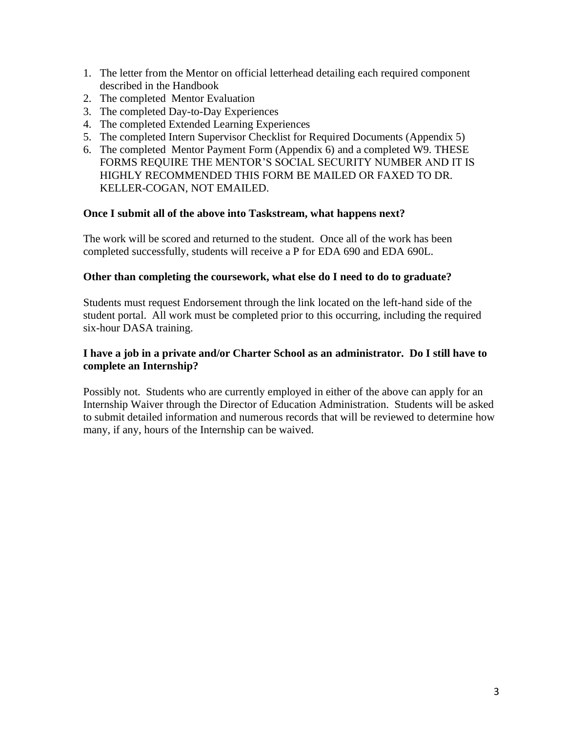1. The letter from the Mentor on official letterhead detailing each required component described in the Handbook
2. The completed Mentor Evaluation
3. The completed Day-to-Day Experiences
4. The completed Extended Learning Experiences
5. The completed Intern Supervisor Checklist for Required Documents (Appendix 5)
6. The completed Mentor Payment Form (Appendix 6) and a completed W9. THESE FORMS REQUIRE THE MENTOR'S SOCIAL SECURITY NUMBER AND IT IS HIGHLY RECOMMENDED THIS FORM BE MAILED OR FAXED TO DR. KELLER-COGAN, NOT EMAILED.

**Once I submit all of the above into Taskstream, what happens next?**

The work will be scored and returned to the student. Once all of the work has been completed successfully, students will receive a P for EDA 690 and EDA 690L.

**Other than completing the coursework, what else do I need to do to graduate?**

Students must request Endorsement through the link located on the left-hand side of the student portal. All work must be completed prior to this occurring, including the required six-hour DASA training.

**I have a job in a private and/or Charter School as an administrator. Do I still have to complete an Internship?**

Possibly not. Students who are currently employed in either of the above can apply for an Internship Waiver through the Director of Education Administration. Students will be asked to submit detailed information and numerous records that will be reviewed to determine how many, if any, hours of the Internship can be waived.